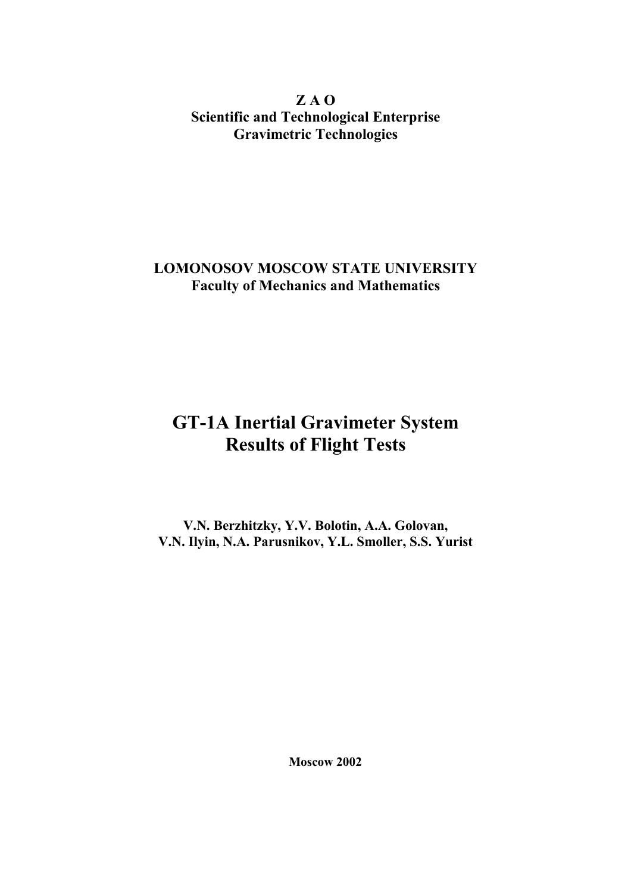**Z A O**
**Scientific and Technological Enterprise**
**Gravimetric Technologies**

**LOMONOSOV MOSCOW STATE UNIVERSITY**
**Faculty of Mechanics and Mathematics**

# GT-1A Inertial Gravimeter System
# Results of Flight Tests

**V.N. Berzhitzky, Y.V. Bolotin, A.A. Golovan,**
**V.N. Ilyin, N.A. Parusnikov, Y.L. Smoller, S.S. Yurist**

**Moscow 2002**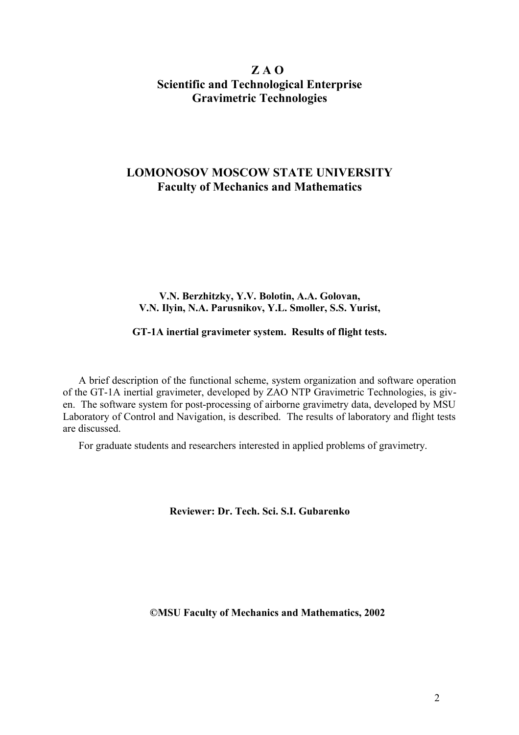**Z A O**
**Scientific and Technological Enterprise**
**Gravimetric Technologies**

**LOMONOSOV MOSCOW STATE UNIVERSITY**
**Faculty of Mechanics and Mathematics**

**V.N. Berzhitzky, Y.V. Bolotin, A.A. Golovan,**
**V.N. Ilyin, N.A. Parusnikov, Y.L. Smoller, S.S. Yurist,**

**GT-1A inertial gravimeter system. Results of flight tests.**

A brief description of the functional scheme, system organization and software operation of the GT-1A inertial gravimeter, developed by ZAO NTP Gravimetric Technologies, is given. The software system for post-processing of airborne gravimetry data, developed by MSU Laboratory of Control and Navigation, is described. The results of laboratory and flight tests are discussed.

For graduate students and researchers interested in applied problems of gravimetry.

**Reviewer: Dr. Tech. Sci. S.I. Gubarenko**

**©MSU Faculty of Mechanics and Mathematics, 2002**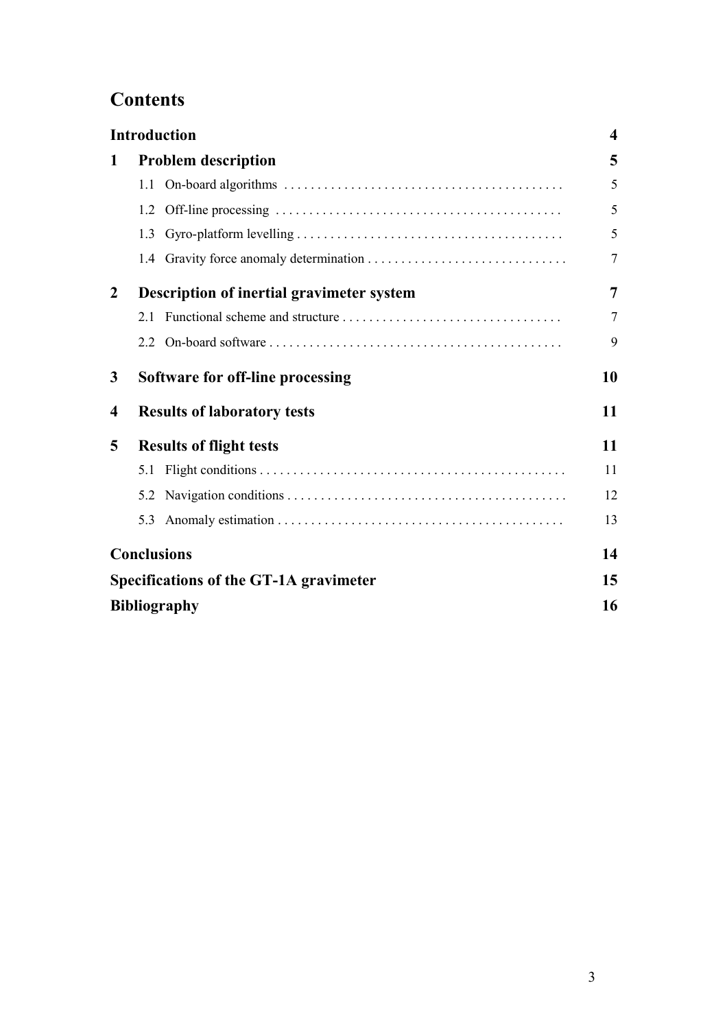# Contents

**Introduction** 4

**1 Problem description** 5

- 1.1 On-board algorithms 5
- 1.2 Off-line processing 5
- 1.3 Gyro-platform levelling 5
- 1.4 Gravity force anomaly determination 7

**2 Description of inertial gravimeter system** 7

- 2.1 Functional scheme and structure 7
- 2.2 On-board software 9

**3 Software for off-line processing** 10

**4 Results of laboratory tests** 11

**5 Results of flight tests** 11

- 5.1 Flight conditions 11
- 5.2 Navigation conditions 12
- 5.3 Anomaly estimation 13

**Conclusions** 14

**Specifications of the GT-1A gravimeter** 15

**Bibliography** 16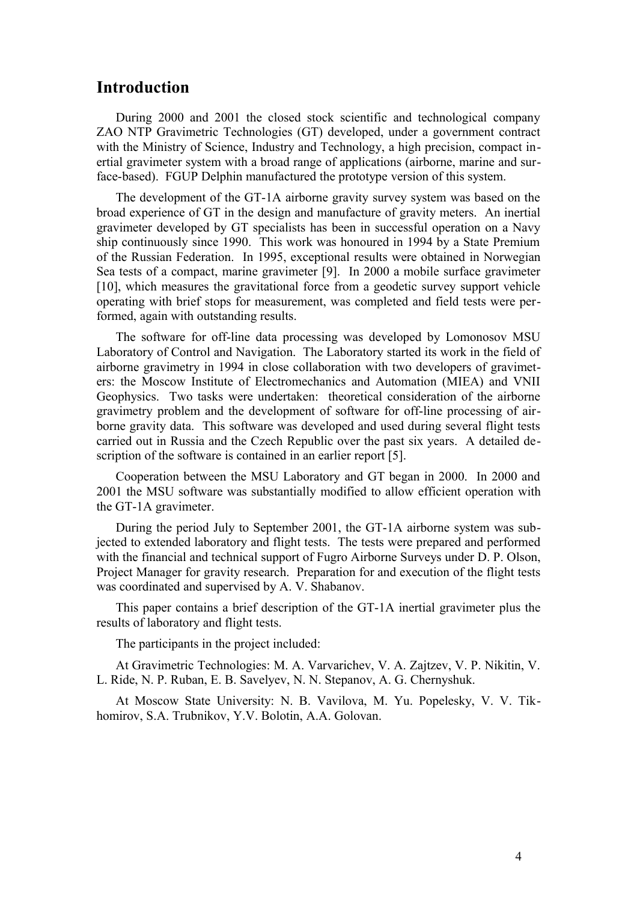# Introduction

During 2000 and 2001 the closed stock scientific and technological company ZAO NTP Gravimetric Technologies (GT) developed, under a government contract with the Ministry of Science, Industry and Technology, a high precision, compact inertial gravimeter system with a broad range of applications (airborne, marine and surface-based). FGUP Delphin manufactured the prototype version of this system.

The development of the GT-1A airborne gravity survey system was based on the broad experience of GT in the design and manufacture of gravity meters. An inertial gravimeter developed by GT specialists has been in successful operation on a Navy ship continuously since 1990. This work was honoured in 1994 by a State Premium of the Russian Federation. In 1995, exceptional results were obtained in Norwegian Sea tests of a compact, marine gravimeter [9]. In 2000 a mobile surface gravimeter [10], which measures the gravitational force from a geodetic survey support vehicle operating with brief stops for measurement, was completed and field tests were performed, again with outstanding results.

The software for off-line data processing was developed by Lomonosov MSU Laboratory of Control and Navigation. The Laboratory started its work in the field of airborne gravimetry in 1994 in close collaboration with two developers of gravimeters: the Moscow Institute of Electromechanics and Automation (MIEA) and VNII Geophysics. Two tasks were undertaken: theoretical consideration of the airborne gravimetry problem and the development of software for off-line processing of airborne gravity data. This software was developed and used during several flight tests carried out in Russia and the Czech Republic over the past six years. A detailed description of the software is contained in an earlier report [5].

Cooperation between the MSU Laboratory and GT began in 2000. In 2000 and 2001 the MSU software was substantially modified to allow efficient operation with the GT-1A gravimeter.

During the period July to September 2001, the GT-1A airborne system was subjected to extended laboratory and flight tests. The tests were prepared and performed with the financial and technical support of Fugro Airborne Surveys under D. P. Olson, Project Manager for gravity research. Preparation for and execution of the flight tests was coordinated and supervised by A. V. Shabanov.

This paper contains a brief description of the GT-1A inertial gravimeter plus the results of laboratory and flight tests.

The participants in the project included:

At Gravimetric Technologies: M. A. Varvarichev, V. A. Zajtzev, V. P. Nikitin, V. L. Ride, N. P. Ruban, E. B. Savelyev, N. N. Stepanov, A. G. Chernyshuk.

At Moscow State University: N. B. Vavilova, M. Yu. Popelesky, V. V. Tikhomirov, S.A. Trubnikov, Y.V. Bolotin, A.A. Golovan.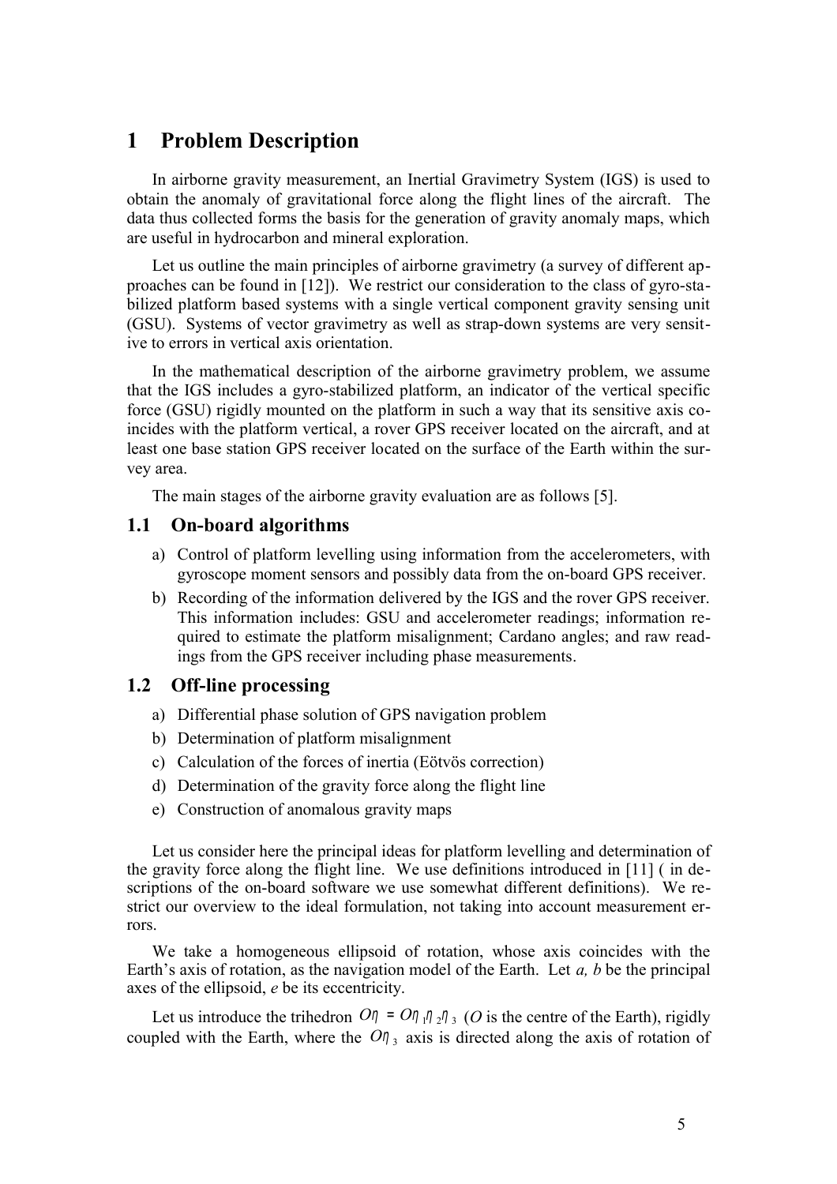# 1 Problem Description

In airborne gravity measurement, an Inertial Gravimetry System (IGS) is used to obtain the anomaly of gravitational force along the flight lines of the aircraft. The data thus collected forms the basis for the generation of gravity anomaly maps, which are useful in hydrocarbon and mineral exploration.

Let us outline the main principles of airborne gravimetry (a survey of different approaches can be found in [12]). We restrict our consideration to the class of gyro-stabilized platform based systems with a single vertical component gravity sensing unit (GSU). Systems of vector gravimetry as well as strap-down systems are very sensitive to errors in vertical axis orientation.

In the mathematical description of the airborne gravimetry problem, we assume that the IGS includes a gyro-stabilized platform, an indicator of the vertical specific force (GSU) rigidly mounted on the platform in such a way that its sensitive axis coincides with the platform vertical, a rover GPS receiver located on the aircraft, and at least one base station GPS receiver located on the surface of the Earth within the survey area.

The main stages of the airborne gravity evaluation are as follows [5].

## 1.1 On-board algorithms

a) Control of platform levelling using information from the accelerometers, with gyroscope moment sensors and possibly data from the on-board GPS receiver.
b) Recording of the information delivered by the IGS and the rover GPS receiver. This information includes: GSU and accelerometer readings; information required to estimate the platform misalignment; Cardano angles; and raw readings from the GPS receiver including phase measurements.

## 1.2 Off-line processing

a) Differential phase solution of GPS navigation problem
b) Determination of platform misalignment
c) Calculation of the forces of inertia (Eötvös correction)
d) Determination of the gravity force along the flight line
e) Construction of anomalous gravity maps

Let us consider here the principal ideas for platform levelling and determination of the gravity force along the flight line. We use definitions introduced in [11] ( in descriptions of the on-board software we use somewhat different definitions). We restrict our overview to the ideal formulation, not taking into account measurement errors.

We take a homogeneous ellipsoid of rotation, whose axis coincides with the Earth's axis of rotation, as the navigation model of the Earth. Let *a, b* be the principal axes of the ellipsoid, *e* be its eccentricity.

Let us introduce the trihedron $O\eta = O\eta_1\eta_2\eta_3$ (*O* is the centre of the Earth), rigidly coupled with the Earth, where the $O\eta_3$ axis is directed along the axis of rotation of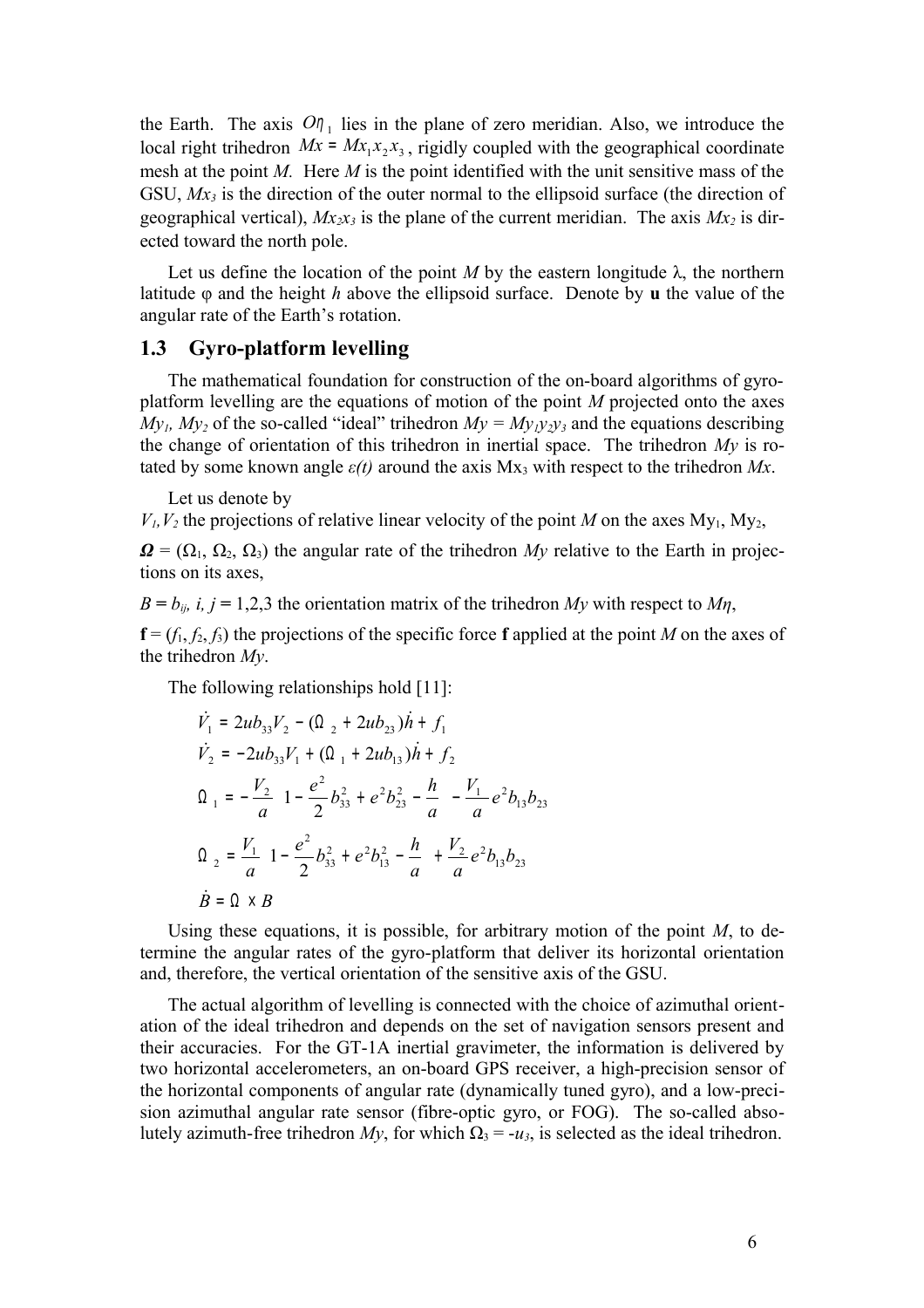the Earth. The axis $O\eta_1$ lies in the plane of zero meridian. Also, we introduce the local right trihedron $Mx = Mx_1x_2x_3$, rigidly coupled with the geographical coordinate mesh at the point *M*. Here *M* is the point identified with the unit sensitive mass of the GSU, $Mx_3$ is the direction of the outer normal to the ellipsoid surface (the direction of geographical vertical), $Mx_2x_3$ is the plane of the current meridian. The axis $Mx_2$ is directed toward the north pole.

Let us define the location of the point *M* by the eastern longitude λ, the northern latitude φ and the height *h* above the ellipsoid surface. Denote by **u** the value of the angular rate of the Earth's rotation.

## 1.3 Gyro-platform levelling

The mathematical foundation for construction of the on-board algorithms of gyro-platform levelling are the equations of motion of the point *M* projected onto the axes $My_1$, $My_2$ of the so-called "ideal" trihedron $My = My_1y_2y_3$ and the equations describing the change of orientation of this trihedron in inertial space. The trihedron *My* is rotated by some known angle $\varepsilon(t)$ around the axis $Mx_3$ with respect to the trihedron *Mx*.

Let us denote by

$V_1, V_2$ the projections of relative linear velocity of the point *M* on the axes $My_1$, $My_2$,

$\boldsymbol{\Omega} = (\Omega_1, \Omega_2, \Omega_3)$ the angular rate of the trihedron *My* relative to the Earth in projections on its axes,

$B = b_{ij}$, $i, j = 1,2,3$ the orientation matrix of the trihedron *My* with respect to $M\eta$,

$\mathbf{f} = (f_1, f_2, f_3)$ the projections of the specific force **f** applied at the point *M* on the axes of the trihedron *My*.

The following relationships hold [11]:

$$\dot{V}_1 = 2ub_{33}V_2 - (\Omega_2 + 2ub_{23})\dot{h} + f_1$$

$$\dot{V}_2 = -2ub_{33}V_1 + (\Omega_1 + 2ub_{13})\dot{h} + f_2$$

$$\Omega_1 = -\frac{V_2}{a}\left(1 - \frac{e^2}{2}b_{33}^2 + e^2 b_{23}^2 - \frac{h}{a}\right) - \frac{V_1}{a}e^2 b_{13}b_{23}$$

$$\Omega_2 = \frac{V_1}{a}\left(1 - \frac{e^2}{2}b_{33}^2 + e^2 b_{13}^2 - \frac{h}{a}\right) + \frac{V_2}{a}e^2 b_{13}b_{23}$$

$$\dot{B} = \Omega \times B$$

Using these equations, it is possible, for arbitrary motion of the point *M*, to determine the angular rates of the gyro-platform that deliver its horizontal orientation and, therefore, the vertical orientation of the sensitive axis of the GSU.

The actual algorithm of levelling is connected with the choice of azimuthal orientation of the ideal trihedron and depends on the set of navigation sensors present and their accuracies. For the GT-1A inertial gravimeter, the information is delivered by two horizontal accelerometers, an on-board GPS receiver, a high-precision sensor of the horizontal components of angular rate (dynamically tuned gyro), and a low-precision azimuthal angular rate sensor (fibre-optic gyro, or FOG). The so-called absolutely azimuth-free trihedron *My*, for which $\Omega_3 = -u_3$, is selected as the ideal trihedron.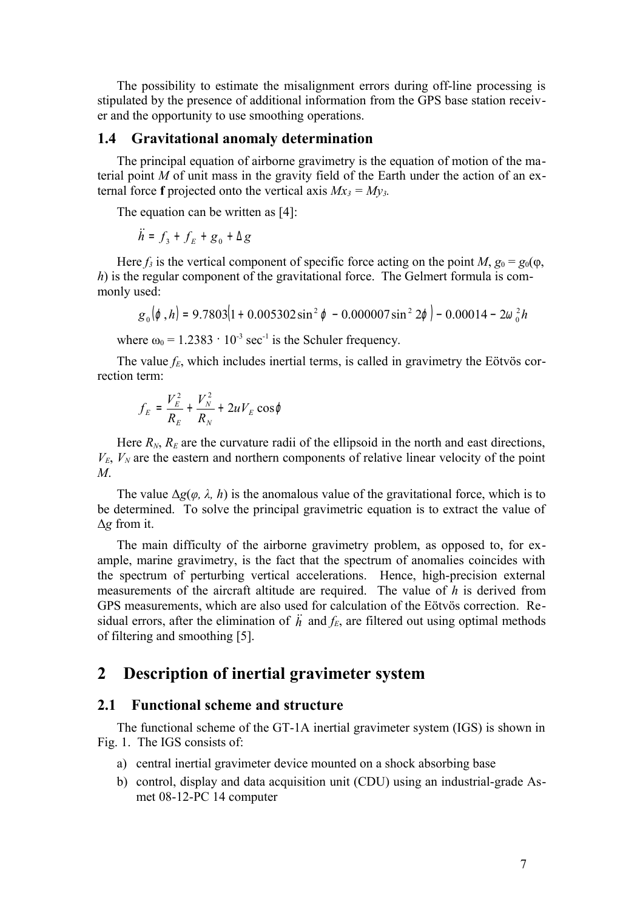The possibility to estimate the misalignment errors during off-line processing is stipulated by the presence of additional information from the GPS base station receiver and the opportunity to use smoothing operations.

### 1.4 Gravitational anomaly determination

The principal equation of airborne gravimetry is the equation of motion of the material point $M$ of unit mass in the gravity field of the Earth under the action of an external force **f** projected onto the vertical axis $Mx_3 = My_3$.

The equation can be written as [4]:

$$\ddot{h} = f_3 + f_E + g_0 + \Delta g$$

Here $f_3$ is the vertical component of specific force acting on the point $M$, $g_0 = g_0(\varphi, h)$ is the regular component of the gravitational force. The Gelmert formula is commonly used:

$$g_0(\phi, h) = 9.7803\left(1 + 0.005302\sin^2\phi - 0.000007\sin^2 2\phi\right) - 0.00014 - 2\omega_0^2 h$$

where $\omega_0 = 1.2383 \cdot 10^{-3}$ sec$^{-1}$ is the Schuler frequency.

The value $f_E$, which includes inertial terms, is called in gravimetry the Eötvös correction term:

$$f_E = \frac{V_E^2}{R_E} + \frac{V_N^2}{R_N} + 2uV_E\cos\phi$$

Here $R_N$, $R_E$ are the curvature radii of the ellipsoid in the north and east directions, $V_E$, $V_N$ are the eastern and northern components of relative linear velocity of the point $M$.

The value $\Delta g(\varphi, \lambda, h)$ is the anomalous value of the gravitational force, which is to be determined. To solve the principal gravimetric equation is to extract the value of $\Delta g$ from it.

The main difficulty of the airborne gravimetry problem, as opposed to, for example, marine gravimetry, is the fact that the spectrum of anomalies coincides with the spectrum of perturbing vertical accelerations. Hence, high-precision external measurements of the aircraft altitude are required. The value of $h$ is derived from GPS measurements, which are also used for calculation of the Eötvös correction. Residual errors, after the elimination of $\ddot{h}$ and $f_E$, are filtered out using optimal methods of filtering and smoothing [5].

## 2 Description of inertial gravimeter system

### 2.1 Functional scheme and structure

The functional scheme of the GT-1A inertial gravimeter system (IGS) is shown in Fig. 1. The IGS consists of:

a) central inertial gravimeter device mounted on a shock absorbing base
b) control, display and data acquisition unit (CDU) using an industrial-grade Asmet 08-12-PC 14 computer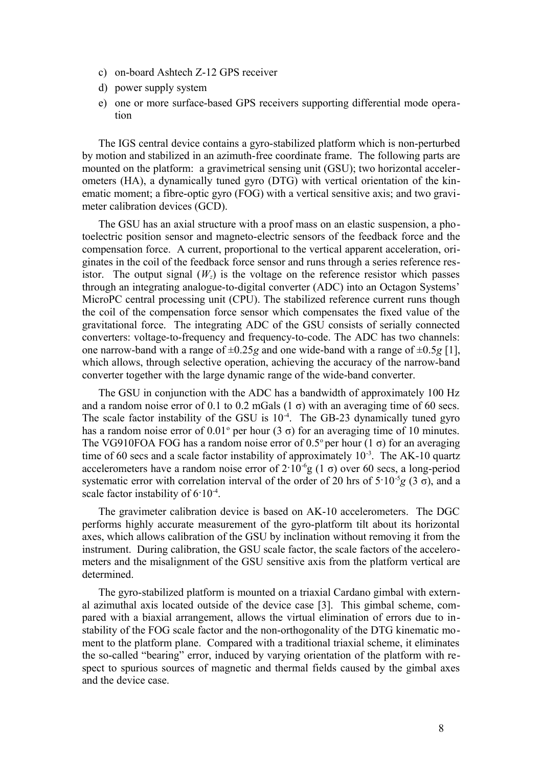c) on-board Ashtech Z-12 GPS receiver
d) power supply system
e) one or more surface-based GPS receivers supporting differential mode operation

The IGS central device contains a gyro-stabilized platform which is non-perturbed by motion and stabilized in an azimuth-free coordinate frame. The following parts are mounted on the platform: a gravimetrical sensing unit (GSU); two horizontal accelerometers (HA), a dynamically tuned gyro (DTG) with vertical orientation of the kinematic moment; a fibre-optic gyro (FOG) with a vertical sensitive axis; and two gravimeter calibration devices (GCD).

The GSU has an axial structure with a proof mass on an elastic suspension, a photoelectric position sensor and magneto-electric sensors of the feedback force and the compensation force. A current, proportional to the vertical apparent acceleration, originates in the coil of the feedback force sensor and runs through a series reference resistor. The output signal ($W_z$) is the voltage on the reference resistor which passes through an integrating analogue-to-digital converter (ADC) into an Octagon Systems' MicroPC central processing unit (CPU). The stabilized reference current runs though the coil of the compensation force sensor which compensates the fixed value of the gravitational force. The integrating ADC of the GSU consists of serially connected converters: voltage-to-frequency and frequency-to-code. The ADC has two channels: one narrow-band with a range of $\pm 0.25g$ and one wide-band with a range of $\pm 0.5g$ [1], which allows, through selective operation, achieving the accuracy of the narrow-band converter together with the large dynamic range of the wide-band converter.

The GSU in conjunction with the ADC has a bandwidth of approximately 100 Hz and a random noise error of 0.1 to 0.2 mGals (1 $\sigma$) with an averaging time of 60 secs. The scale factor instability of the GSU is $10^{-4}$. The GB-23 dynamically tuned gyro has a random noise error of $0.01^{\circ}$ per hour (3 $\sigma$) for an averaging time of 10 minutes. The VG910FOA FOG has a random noise error of $0.5^{\circ}$ per hour (1 $\sigma$) for an averaging time of 60 secs and a scale factor instability of approximately $10^{-3}$. The AK-10 quartz accelerometers have a random noise error of $2 \cdot 10^{-6}$g (1 $\sigma$) over 60 secs, a long-period systematic error with correlation interval of the order of 20 hrs of $5 \cdot 10^{-5}g$ (3 $\sigma$), and a scale factor instability of $6 \cdot 10^{-4}$.

The gravimeter calibration device is based on AK-10 accelerometers. The DGC performs highly accurate measurement of the gyro-platform tilt about its horizontal axes, which allows calibration of the GSU by inclination without removing it from the instrument. During calibration, the GSU scale factor, the scale factors of the accelerometers and the misalignment of the GSU sensitive axis from the platform vertical are determined.

The gyro-stabilized platform is mounted on a triaxial Cardano gimbal with external azimuthal axis located outside of the device case [3]. This gimbal scheme, compared with a biaxial arrangement, allows the virtual elimination of errors due to instability of the FOG scale factor and the non-orthogonality of the DTG kinematic moment to the platform plane. Compared with a traditional triaxial scheme, it eliminates the so-called "bearing" error, induced by varying orientation of the platform with respect to spurious sources of magnetic and thermal fields caused by the gimbal axes and the device case.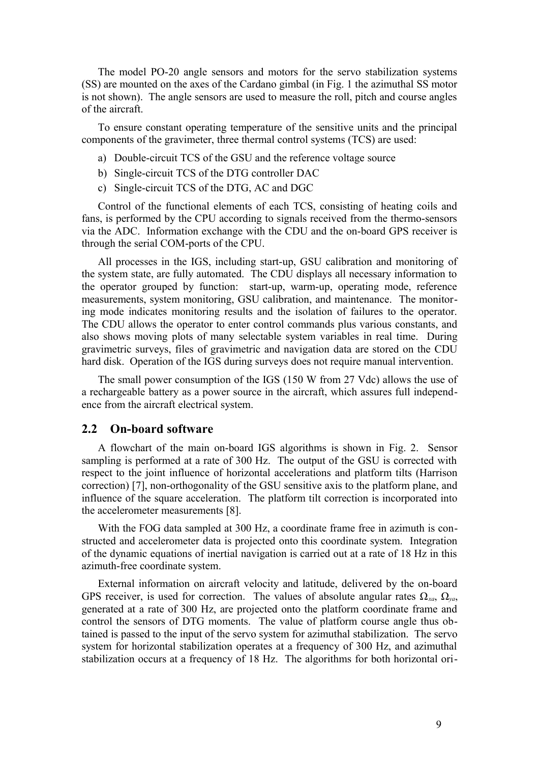The model PO-20 angle sensors and motors for the servo stabilization systems (SS) are mounted on the axes of the Cardano gimbal (in Fig. 1 the azimuthal SS motor is not shown). The angle sensors are used to measure the roll, pitch and course angles of the aircraft.

To ensure constant operating temperature of the sensitive units and the principal components of the gravimeter, three thermal control systems (TCS) are used:

a) Double-circuit TCS of the GSU and the reference voltage source
b) Single-circuit TCS of the DTG controller DAC
c) Single-circuit TCS of the DTG, AC and DGC

Control of the functional elements of each TCS, consisting of heating coils and fans, is performed by the CPU according to signals received from the thermo-sensors via the ADC. Information exchange with the CDU and the on-board GPS receiver is through the serial COM-ports of the CPU.

All processes in the IGS, including start-up, GSU calibration and monitoring of the system state, are fully automated. The CDU displays all necessary information to the operator grouped by function: start-up, warm-up, operating mode, reference measurements, system monitoring, GSU calibration, and maintenance. The monitoring mode indicates monitoring results and the isolation of failures to the operator. The CDU allows the operator to enter control commands plus various constants, and also shows moving plots of many selectable system variables in real time. During gravimetric surveys, files of gravimetric and navigation data are stored on the CDU hard disk. Operation of the IGS during surveys does not require manual intervention.

The small power consumption of the IGS (150 W from 27 Vdc) allows the use of a rechargeable battery as a power source in the aircraft, which assures full independence from the aircraft electrical system.

## 2.2 On-board software

A flowchart of the main on-board IGS algorithms is shown in Fig. 2. Sensor sampling is performed at a rate of 300 Hz. The output of the GSU is corrected with respect to the joint influence of horizontal accelerations and platform tilts (Harrison correction) [7], non-orthogonality of the GSU sensitive axis to the platform plane, and influence of the square acceleration. The platform tilt correction is incorporated into the accelerometer measurements [8].

With the FOG data sampled at 300 Hz, a coordinate frame free in azimuth is constructed and accelerometer data is projected onto this coordinate system. Integration of the dynamic equations of inertial navigation is carried out at a rate of 18 Hz in this azimuth-free coordinate system.

External information on aircraft velocity and latitude, delivered by the on-board GPS receiver, is used for correction. The values of absolute angular rates $\Omega_{xa}$, $\Omega_{ya}$, generated at a rate of 300 Hz, are projected onto the platform coordinate frame and control the sensors of DTG moments. The value of platform course angle thus obtained is passed to the input of the servo system for azimuthal stabilization. The servo system for horizontal stabilization operates at a frequency of 300 Hz, and azimuthal stabilization occurs at a frequency of 18 Hz. The algorithms for both horizontal ori-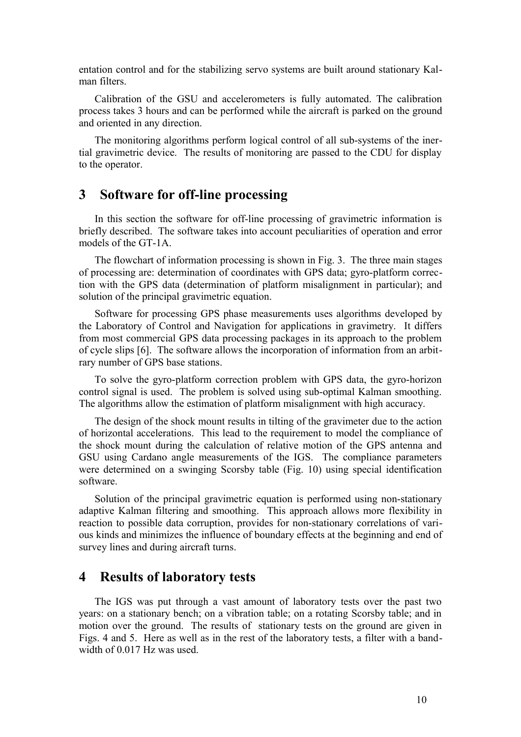entation control and for the stabilizing servo systems are built around stationary Kalman filters.

Calibration of the GSU and accelerometers is fully automated. The calibration process takes 3 hours and can be performed while the aircraft is parked on the ground and oriented in any direction.

The monitoring algorithms perform logical control of all sub-systems of the inertial gravimetric device. The results of monitoring are passed to the CDU for display to the operator.

## 3 Software for off-line processing

In this section the software for off-line processing of gravimetric information is briefly described. The software takes into account peculiarities of operation and error models of the GT-1A.

The flowchart of information processing is shown in Fig. 3. The three main stages of processing are: determination of coordinates with GPS data; gyro-platform correction with the GPS data (determination of platform misalignment in particular); and solution of the principal gravimetric equation.

Software for processing GPS phase measurements uses algorithms developed by the Laboratory of Control and Navigation for applications in gravimetry. It differs from most commercial GPS data processing packages in its approach to the problem of cycle slips [6]. The software allows the incorporation of information from an arbitrary number of GPS base stations.

To solve the gyro-platform correction problem with GPS data, the gyro-horizon control signal is used. The problem is solved using sub-optimal Kalman smoothing. The algorithms allow the estimation of platform misalignment with high accuracy.

The design of the shock mount results in tilting of the gravimeter due to the action of horizontal accelerations. This lead to the requirement to model the compliance of the shock mount during the calculation of relative motion of the GPS antenna and GSU using Cardano angle measurements of the IGS. The compliance parameters were determined on a swinging Scorsby table (Fig. 10) using special identification software.

Solution of the principal gravimetric equation is performed using non-stationary adaptive Kalman filtering and smoothing. This approach allows more flexibility in reaction to possible data corruption, provides for non-stationary correlations of various kinds and minimizes the influence of boundary effects at the beginning and end of survey lines and during aircraft turns.

## 4 Results of laboratory tests

The IGS was put through a vast amount of laboratory tests over the past two years: on a stationary bench; on a vibration table; on a rotating Scorsby table; and in motion over the ground. The results of stationary tests on the ground are given in Figs. 4 and 5. Here as well as in the rest of the laboratory tests, a filter with a bandwidth of 0.017 Hz was used.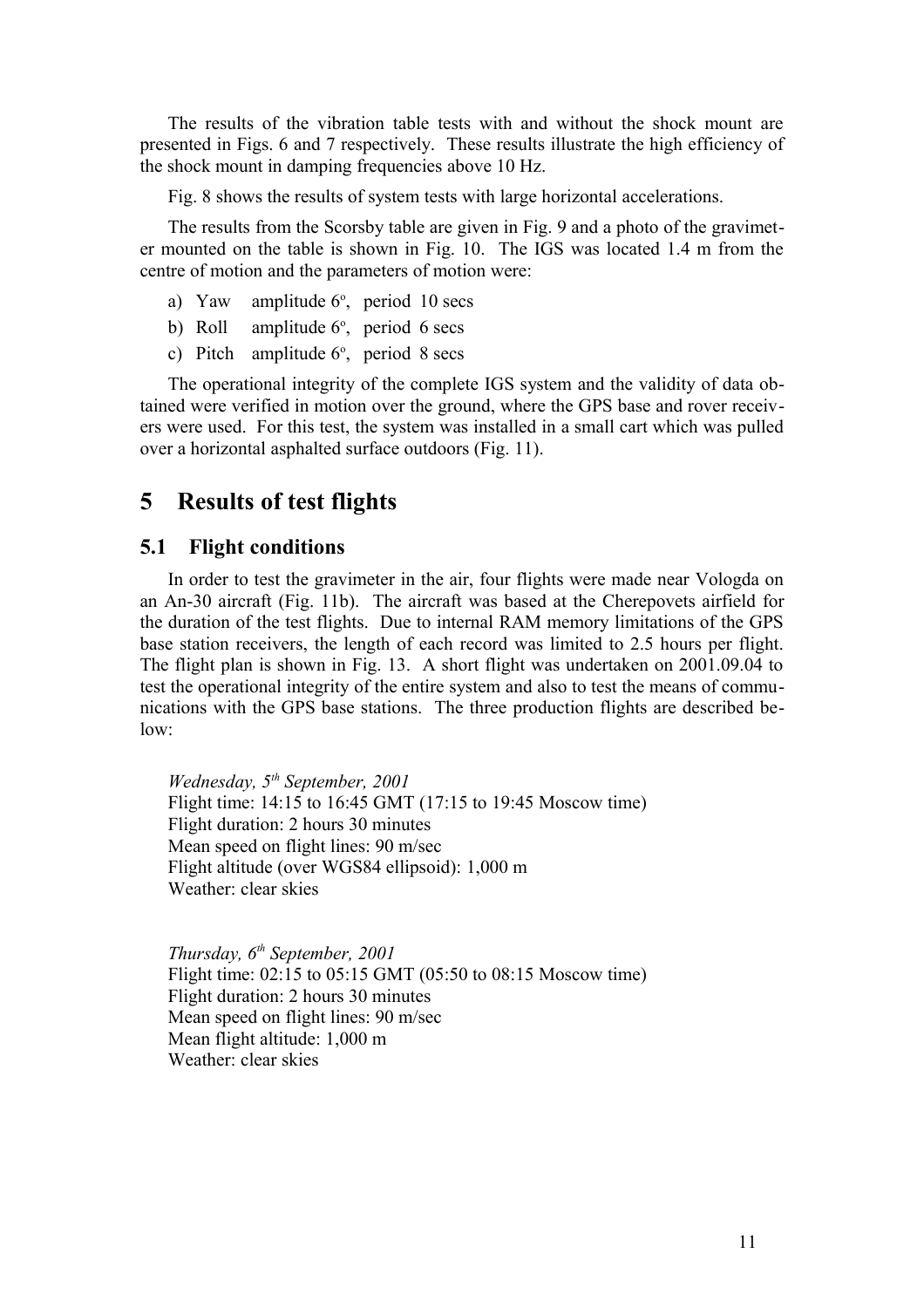The results of the vibration table tests with and without the shock mount are presented in Figs. 6 and 7 respectively. These results illustrate the high efficiency of the shock mount in damping frequencies above 10 Hz.

Fig. 8 shows the results of system tests with large horizontal accelerations.

The results from the Scorsby table are given in Fig. 9 and a photo of the gravimeter mounted on the table is shown in Fig. 10. The IGS was located 1.4 m from the centre of motion and the parameters of motion were:

a) Yaw amplitude 6°, period 10 secs
b) Roll amplitude 6°, period 6 secs
c) Pitch amplitude 6°, period 8 secs

The operational integrity of the complete IGS system and the validity of data obtained were verified in motion over the ground, where the GPS base and rover receivers were used. For this test, the system was installed in a small cart which was pulled over a horizontal asphalted surface outdoors (Fig. 11).

# 5 Results of test flights

## 5.1 Flight conditions

In order to test the gravimeter in the air, four flights were made near Vologda on an An-30 aircraft (Fig. 11b). The aircraft was based at the Cherepovets airfield for the duration of the test flights. Due to internal RAM memory limitations of the GPS base station receivers, the length of each record was limited to 2.5 hours per flight. The flight plan is shown in Fig. 13. A short flight was undertaken on 2001.09.04 to test the operational integrity of the entire system and also to test the means of communications with the GPS base stations. The three production flights are described below:

*Wednesday, 5th September, 2001*
Flight time: 14:15 to 16:45 GMT (17:15 to 19:45 Moscow time)
Flight duration: 2 hours 30 minutes
Mean speed on flight lines: 90 m/sec
Flight altitude (over WGS84 ellipsoid): 1,000 m
Weather: clear skies

*Thursday, 6th September, 2001*
Flight time: 02:15 to 05:15 GMT (05:50 to 08:15 Moscow time)
Flight duration: 2 hours 30 minutes
Mean speed on flight lines: 90 m/sec
Mean flight altitude: 1,000 m
Weather: clear skies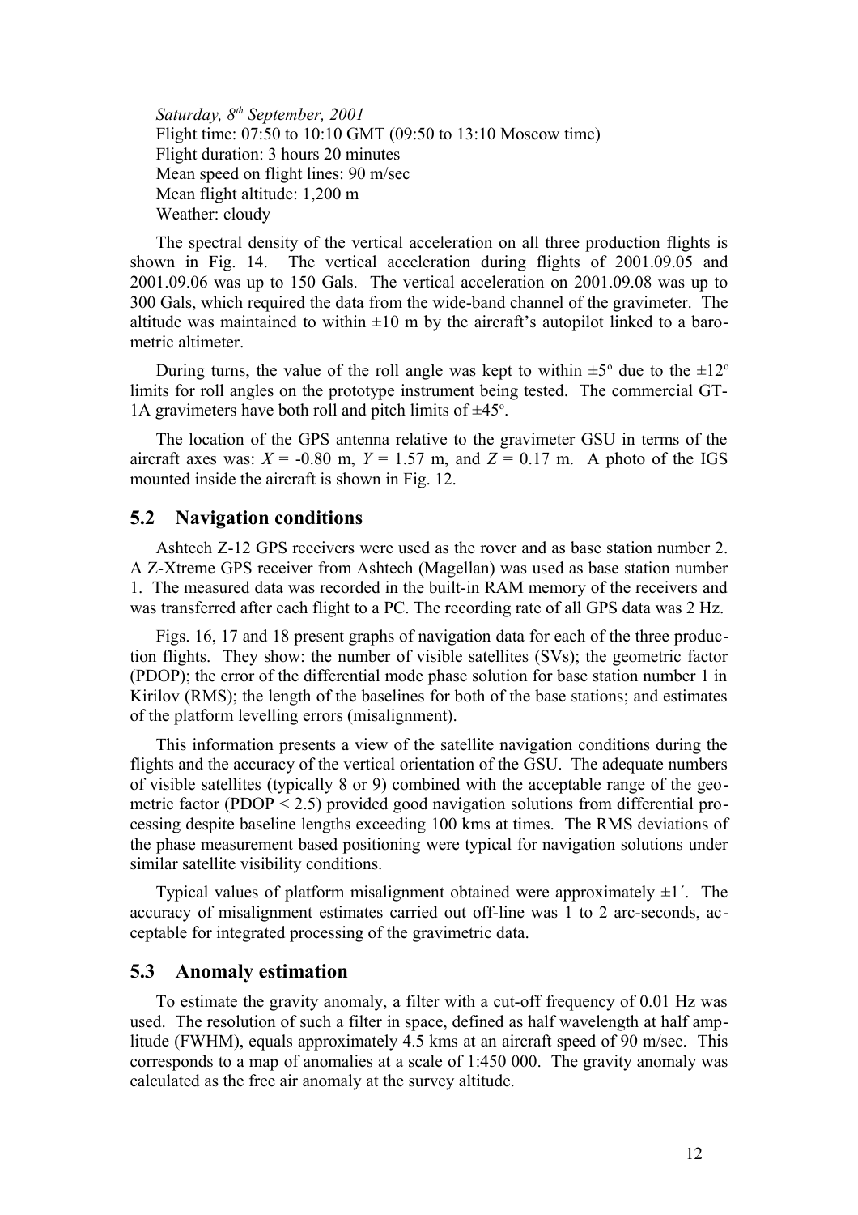*Saturday, 8th September, 2001*
Flight time: 07:50 to 10:10 GMT (09:50 to 13:10 Moscow time)
Flight duration: 3 hours 20 minutes
Mean speed on flight lines: 90 m/sec
Mean flight altitude: 1,200 m
Weather: cloudy

The spectral density of the vertical acceleration on all three production flights is shown in Fig. 14. The vertical acceleration during flights of 2001.09.05 and 2001.09.06 was up to 150 Gals. The vertical acceleration on 2001.09.08 was up to 300 Gals, which required the data from the wide-band channel of the gravimeter. The altitude was maintained to within ±10 m by the aircraft's autopilot linked to a barometric altimeter.

During turns, the value of the roll angle was kept to within ±5° due to the ±12° limits for roll angles on the prototype instrument being tested. The commercial GT-1A gravimeters have both roll and pitch limits of ±45°.

The location of the GPS antenna relative to the gravimeter GSU in terms of the aircraft axes was: $X$ = -0.80 m, $Y$ = 1.57 m, and $Z$ = 0.17 m. A photo of the IGS mounted inside the aircraft is shown in Fig. 12.

## 5.2 Navigation conditions

Ashtech Z-12 GPS receivers were used as the rover and as base station number 2. A Z-Xtreme GPS receiver from Ashtech (Magellan) was used as base station number 1. The measured data was recorded in the built-in RAM memory of the receivers and was transferred after each flight to a PC. The recording rate of all GPS data was 2 Hz.

Figs. 16, 17 and 18 present graphs of navigation data for each of the three production flights. They show: the number of visible satellites (SVs); the geometric factor (PDOP); the error of the differential mode phase solution for base station number 1 in Kirilov (RMS); the length of the baselines for both of the base stations; and estimates of the platform levelling errors (misalignment).

This information presents a view of the satellite navigation conditions during the flights and the accuracy of the vertical orientation of the GSU. The adequate numbers of visible satellites (typically 8 or 9) combined with the acceptable range of the geometric factor (PDOP < 2.5) provided good navigation solutions from differential processing despite baseline lengths exceeding 100 kms at times. The RMS deviations of the phase measurement based positioning were typical for navigation solutions under similar satellite visibility conditions.

Typical values of platform misalignment obtained were approximately ±1´. The accuracy of misalignment estimates carried out off-line was 1 to 2 arc-seconds, acceptable for integrated processing of the gravimetric data.

## 5.3 Anomaly estimation

To estimate the gravity anomaly, a filter with a cut-off frequency of 0.01 Hz was used. The resolution of such a filter in space, defined as half wavelength at half amplitude (FWHM), equals approximately 4.5 kms at an aircraft speed of 90 m/sec. This corresponds to a map of anomalies at a scale of 1:450 000. The gravity anomaly was calculated as the free air anomaly at the survey altitude.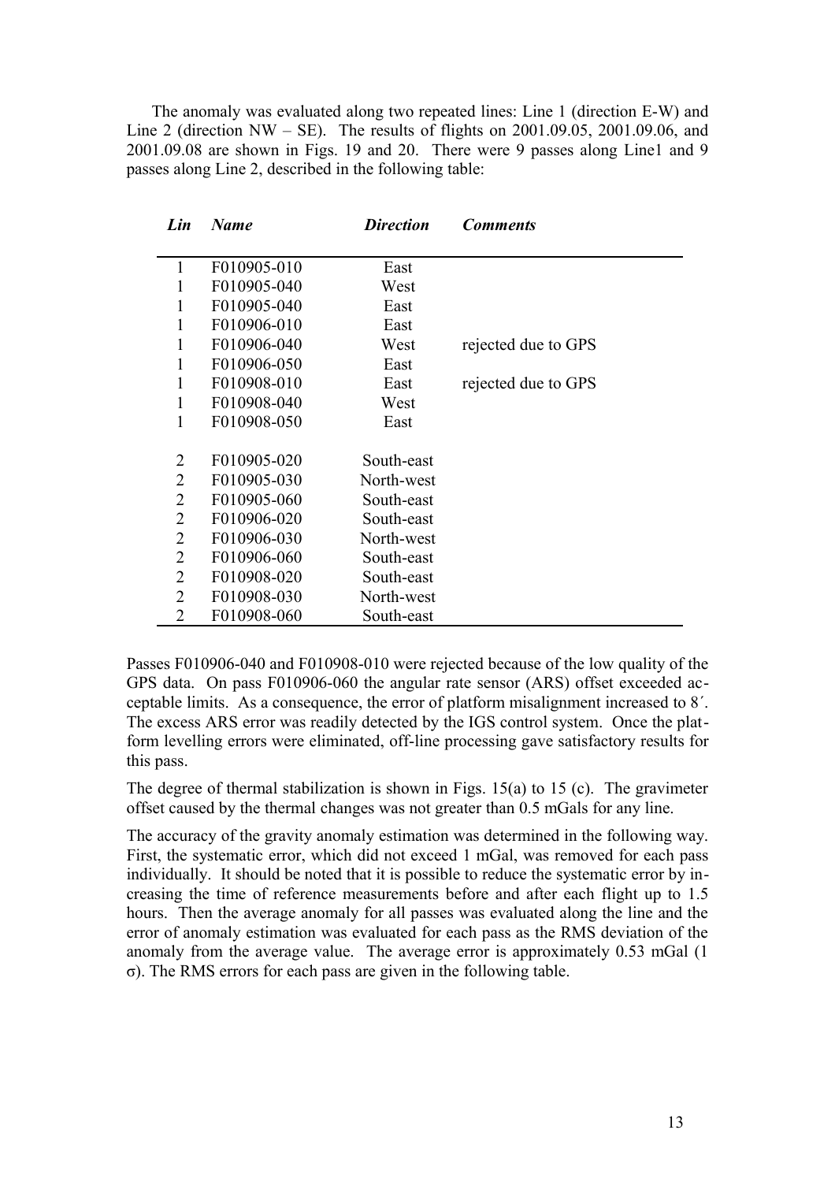The anomaly was evaluated along two repeated lines: Line 1 (direction E-W) and Line 2 (direction NW – SE). The results of flights on 2001.09.05, 2001.09.06, and 2001.09.08 are shown in Figs. 19 and 20. There were 9 passes along Line1 and 9 passes along Line 2, described in the following table:

| *Lin* | *Name* | *Direction* | *Comments* |
|---|---|---|---|
| 1 | F010905-010 | East | |
| 1 | F010905-040 | West | |
| 1 | F010905-040 | East | |
| 1 | F010906-010 | East | |
| 1 | F010906-040 | West | rejected due to GPS |
| 1 | F010906-050 | East | |
| 1 | F010908-010 | East | rejected due to GPS |
| 1 | F010908-040 | West | |
| 1 | F010908-050 | East | |
| 2 | F010905-020 | South-east | |
| 2 | F010905-030 | North-west | |
| 2 | F010905-060 | South-east | |
| 2 | F010906-020 | South-east | |
| 2 | F010906-030 | North-west | |
| 2 | F010906-060 | South-east | |
| 2 | F010908-020 | South-east | |
| 2 | F010908-030 | North-west | |
| 2 | F010908-060 | South-east | |

Passes F010906-040 and F010908-010 were rejected because of the low quality of the GPS data. On pass F010906-060 the angular rate sensor (ARS) offset exceeded acceptable limits. As a consequence, the error of platform misalignment increased to 8′. The excess ARS error was readily detected by the IGS control system. Once the platform levelling errors were eliminated, off-line processing gave satisfactory results for this pass.

The degree of thermal stabilization is shown in Figs. 15(a) to 15 (c). The gravimeter offset caused by the thermal changes was not greater than 0.5 mGals for any line.

The accuracy of the gravity anomaly estimation was determined in the following way. First, the systematic error, which did not exceed 1 mGal, was removed for each pass individually. It should be noted that it is possible to reduce the systematic error by increasing the time of reference measurements before and after each flight up to 1.5 hours. Then the average anomaly for all passes was evaluated along the line and the error of anomaly estimation was evaluated for each pass as the RMS deviation of the anomaly from the average value. The average error is approximately 0.53 mGal (1 $\sigma$). The RMS errors for each pass are given in the following table.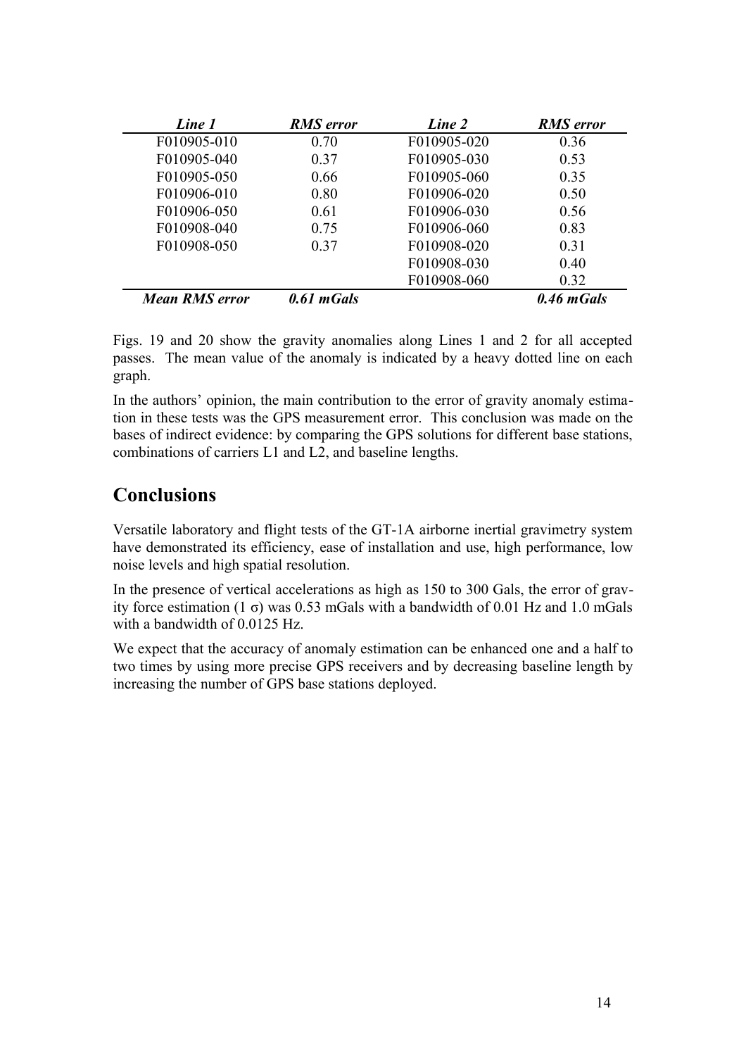| *Line 1* | *RMS error* | *Line 2* | *RMS error* |
|---|---|---|---|
| F010905-010 | 0.70 | F010905-020 | 0.36 |
| F010905-040 | 0.37 | F010905-030 | 0.53 |
| F010905-050 | 0.66 | F010905-060 | 0.35 |
| F010906-010 | 0.80 | F010906-020 | 0.50 |
| F010906-050 | 0.61 | F010906-030 | 0.56 |
| F010908-040 | 0.75 | F010906-060 | 0.83 |
| F010908-050 | 0.37 | F010908-020 | 0.31 |
| | | F010908-030 | 0.40 |
| | | F010908-060 | 0.32 |
| ***Mean RMS error*** | ***0.61 mGals*** | | ***0.46 mGals*** |

Figs. 19 and 20 show the gravity anomalies along Lines 1 and 2 for all accepted passes. The mean value of the anomaly is indicated by a heavy dotted line on each graph.

In the authors' opinion, the main contribution to the error of gravity anomaly estimation in these tests was the GPS measurement error. This conclusion was made on the bases of indirect evidence: by comparing the GPS solutions for different base stations, combinations of carriers L1 and L2, and baseline lengths.

## Conclusions

Versatile laboratory and flight tests of the GT-1A airborne inertial gravimetry system have demonstrated its efficiency, ease of installation and use, high performance, low noise levels and high spatial resolution.

In the presence of vertical accelerations as high as 150 to 300 Gals, the error of gravity force estimation ($1\ \sigma$) was 0.53 mGals with a bandwidth of 0.01 Hz and 1.0 mGals with a bandwidth of 0.0125 Hz.

We expect that the accuracy of anomaly estimation can be enhanced one and a half to two times by using more precise GPS receivers and by decreasing baseline length by increasing the number of GPS base stations deployed.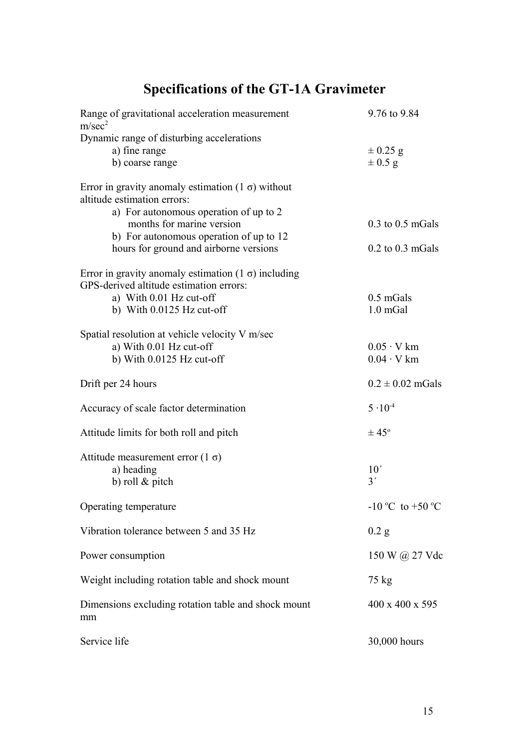# Specifications of the GT-1A Gravimeter

| | |
|---|---|
| Range of gravitational acceleration measurement $m/sec^2$ | 9.76 to 9.84 |
| Dynamic range of disturbing accelerations | |
| a) fine range | ± 0.25 g |
| b) coarse range | ± 0.5 g |
| Error in gravity anomaly estimation (1 σ) without altitude estimation errors: | |
| a) For autonomous operation of up to 2 months for marine version | 0.3 to 0.5 mGals |
| b) For autonomous operation of up to 12 hours for ground and airborne versions | 0.2 to 0.3 mGals |
| Error in gravity anomaly estimation (1 σ) including GPS-derived altitude estimation errors: | |
| a) With 0.01 Hz cut-off | 0.5 mGals |
| b) With 0.0125 Hz cut-off | 1.0 mGal |
| Spatial resolution at vehicle velocity V m/sec | |
| a) With 0.01 Hz cut-off | 0.05 · V km |
| b) With 0.0125 Hz cut-off | 0.04 · V km |
| Drift per 24 hours | 0.2 ± 0.02 mGals |
| Accuracy of scale factor determination | $5 \cdot 10^{-4}$ |
| Attitude limits for both roll and pitch | ± 45° |
| Attitude measurement error (1 σ) | |
| a) heading | 10´ |
| b) roll & pitch | 3´ |
| Operating temperature | -10 °C to +50 °C |
| Vibration tolerance between 5 and 35 Hz | 0.2 g |
| Power consumption | 150 W @ 27 Vdc |
| Weight including rotation table and shock mount | 75 kg |
| Dimensions excluding rotation table and shock mount mm | 400 x 400 x 595 |
| Service life | 30,000 hours |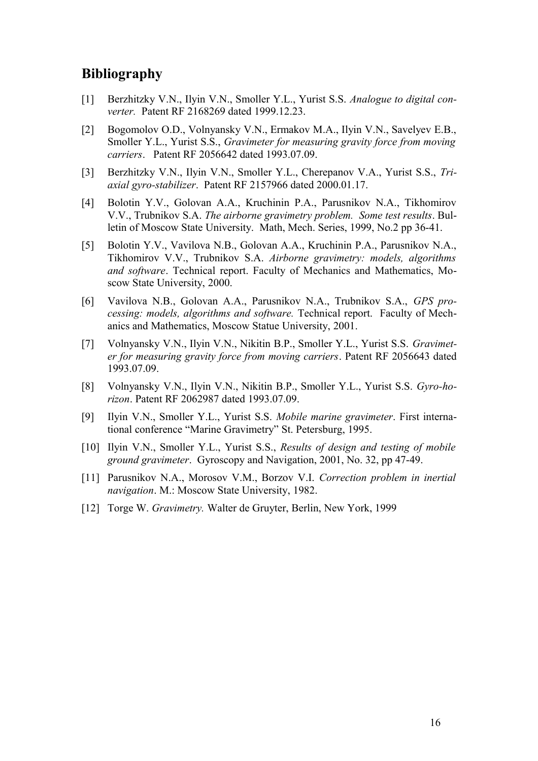## Bibliography

[1] Berzhitzky V.N., Ilyin V.N., Smoller Y.L., Yurist S.S. *Analogue to digital converter.* Patent RF 2168269 dated 1999.12.23.

[2] Bogomolov O.D., Volnyansky V.N., Ermakov M.A., Ilyin V.N., Savelyev E.B., Smoller Y.L., Yurist S.S., *Gravimeter for measuring gravity force from moving carriers*. Patent RF 2056642 dated 1993.07.09.

[3] Berzhitzky V.N., Ilyin V.N., Smoller Y.L., Cherepanov V.A., Yurist S.S., *Triaxial gyro-stabilizer*. Patent RF 2157966 dated 2000.01.17.

[4] Bolotin Y.V., Golovan A.A., Kruchinin P.A., Parusnikov N.A., Tikhomirov V.V., Trubnikov S.A. *The airborne gravimetry problem. Some test results*. Bulletin of Moscow State University. Math, Mech. Series, 1999, No.2 pp 36-41.

[5] Bolotin Y.V., Vavilova N.B., Golovan A.A., Kruchinin P.A., Parusnikov N.A., Tikhomirov V.V., Trubnikov S.A. *Airborne gravimetry: models, algorithms and software*. Technical report. Faculty of Mechanics and Mathematics, Moscow State University, 2000.

[6] Vavilova N.B., Golovan A.A., Parusnikov N.A., Trubnikov S.A., *GPS processing: models, algorithms and software.* Technical report. Faculty of Mechanics and Mathematics, Moscow Statue University, 2001.

[7] Volnyansky V.N., Ilyin V.N., Nikitin B.P., Smoller Y.L., Yurist S.S. *Gravimeter for measuring gravity force from moving carriers*. Patent RF 2056643 dated 1993.07.09.

[8] Volnyansky V.N., Ilyin V.N., Nikitin B.P., Smoller Y.L., Yurist S.S. *Gyro-horizon*. Patent RF 2062987 dated 1993.07.09.

[9] Ilyin V.N., Smoller Y.L., Yurist S.S. *Mobile marine gravimeter*. First international conference "Marine Gravimetry" St. Petersburg, 1995.

[10] Ilyin V.N., Smoller Y.L., Yurist S.S., *Results of design and testing of mobile ground gravimeter*. Gyroscopy and Navigation, 2001, No. 32, pp 47-49.

[11] Parusnikov N.A., Morosov V.M., Borzov V.I. *Correction problem in inertial navigation*. M.: Moscow State University, 1982.

[12] Torge W. *Gravimetry.* Walter de Gruyter, Berlin, New York, 1999